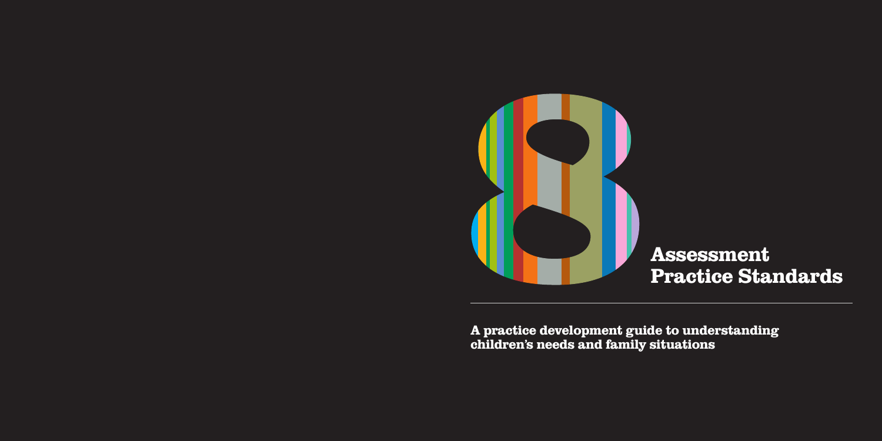# 8 Assessment Practice Standards

**A practice development guide to understanding children's needs and family situations**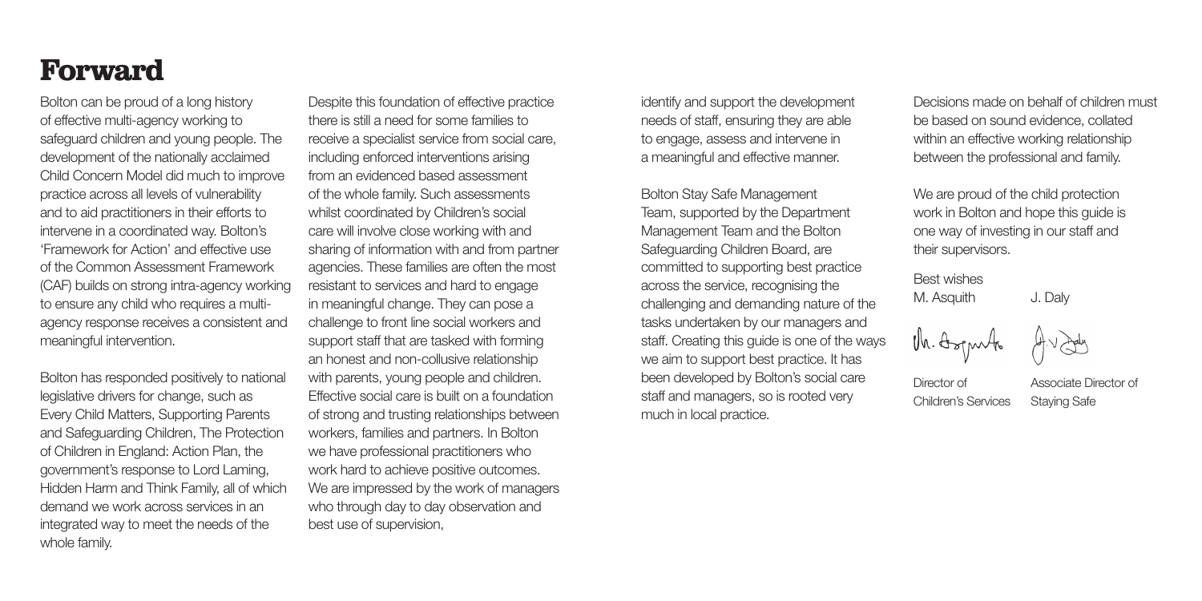# Forward

Bolton can be proud of a long history of effective multi-agency working to safeguard children and young people. The development of the nationally acclaimed Child Concern Model did much to improve practice across all levels of vulnerability and to aid practitioners in their efforts to intervene in a coordinated way. Bolton's 'Framework for Action' and effective use of the Common Assessment Framework (CAF) builds on strong intra-agency working to ensure any child who requires a multi-agency response receives a consistent and meaningful intervention.

Bolton has responded positively to national legislative drivers for change, such as Every Child Matters, Supporting Parents and Safeguarding Children, The Protection of Children in England: Action Plan, the government's response to Lord Laming, Hidden Harm and Think Family, all of which demand we work across services in an integrated way to meet the needs of the whole family.

Despite this foundation of effective practice there is still a need for some families to receive a specialist service from social care, including enforced interventions arising from an evidenced based assessment of the whole family. Such assessments whilst coordinated by Children's social care will involve close working with and sharing of information with and from partner agencies. These families are often the most resistant to services and hard to engage in meaningful change. They can pose a challenge to front line social workers and support staff that are tasked with forming an honest and non-collusive relationship with parents, young people and children. Effective social care is built on a foundation of strong and trusting relationships between workers, families and partners. In Bolton we have professional practitioners who work hard to achieve positive outcomes. We are impressed by the work of managers who through day to day observation and best use of supervision, identify and support the development needs of staff, ensuring they are able to engage, assess and intervene in a meaningful and effective manner.

Bolton Stay Safe Management Team, supported by the Department Management Team and the Bolton Safeguarding Children Board, are committed to supporting best practice across the service, recognising the challenging and demanding nature of the tasks undertaken by our managers and staff. Creating this guide is one of the ways we aim to support best practice. It has been developed by Bolton's social care staff and managers, so is rooted very much in local practice.

Decisions made on behalf of children must be based on sound evidence, collated within an effective working relationship between the professional and family.

We are proud of the child protection work in Bolton and hope this guide is one way of investing in our staff and their supervisors.

Best wishes

M. Asquith
Director of Children's Services

J. Daly
Associate Director of Staying Safe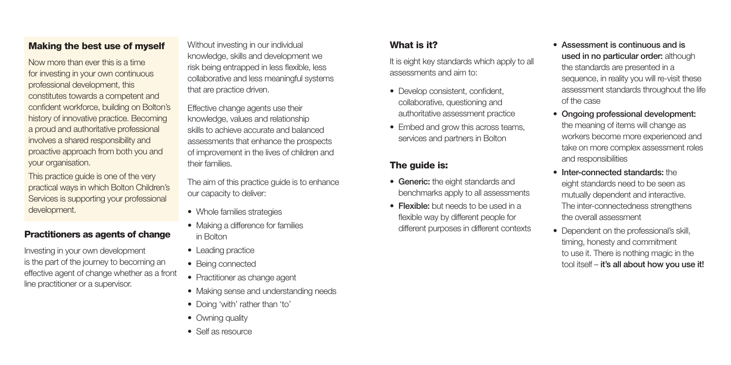## Making the best use of myself

Now more than ever this is a time for investing in your own continuous professional development, this constitutes towards a competent and confident workforce, building on Bolton's history of innovative practice. Becoming a proud and authoritative professional involves a shared responsibility and proactive approach from both you and your organisation.

This practice guide is one of the very practical ways in which Bolton Children's Services is supporting your professional development.

## Practitioners as agents of change

Investing in your own development is the part of the journey to becoming an effective agent of change whether as a front line practitioner or a supervisor.

Without investing in our individual knowledge, skills and development we risk being entrapped in less flexible, less collaborative and less meaningful systems that are practice driven.

Effective change agents use their knowledge, values and relationship skills to achieve accurate and balanced assessments that enhance the prospects of improvement in the lives of children and their families.

The aim of this practice guide is to enhance our capacity to deliver:

- Whole families strategies
- Making a difference for families in Bolton
- Leading practice
- Being connected
- Practitioner as change agent
- Making sense and understanding needs
- Doing 'with' rather than 'to'
- Owning quality
- Self as resource

## What is it?

It is eight key standards which apply to all assessments and aim to:

- Develop consistent, confident, collaborative, questioning and authoritative assessment practice
- Embed and grow this across teams, services and partners in Bolton

## The guide is:

- **Generic:** the eight standards and benchmarks apply to all assessments
- **Flexible:** but needs to be used in a flexible way by different people for different purposes in different contexts
- **Assessment is continuous and is used in no particular order:** although the standards are presented in a sequence, in reality you will re-visit these assessment standards throughout the life of the case
- **Ongoing professional development:** the meaning of items will change as workers become more experienced and take on more complex assessment roles and responsibilities
- **Inter-connected standards:** the eight standards need to be seen as mutually dependent and interactive. The inter-connectedness strengthens the overall assessment
- Dependent on the professional's skill, timing, honesty and commitment to use it. There is nothing magic in the tool itself – **it's all about how you use it!**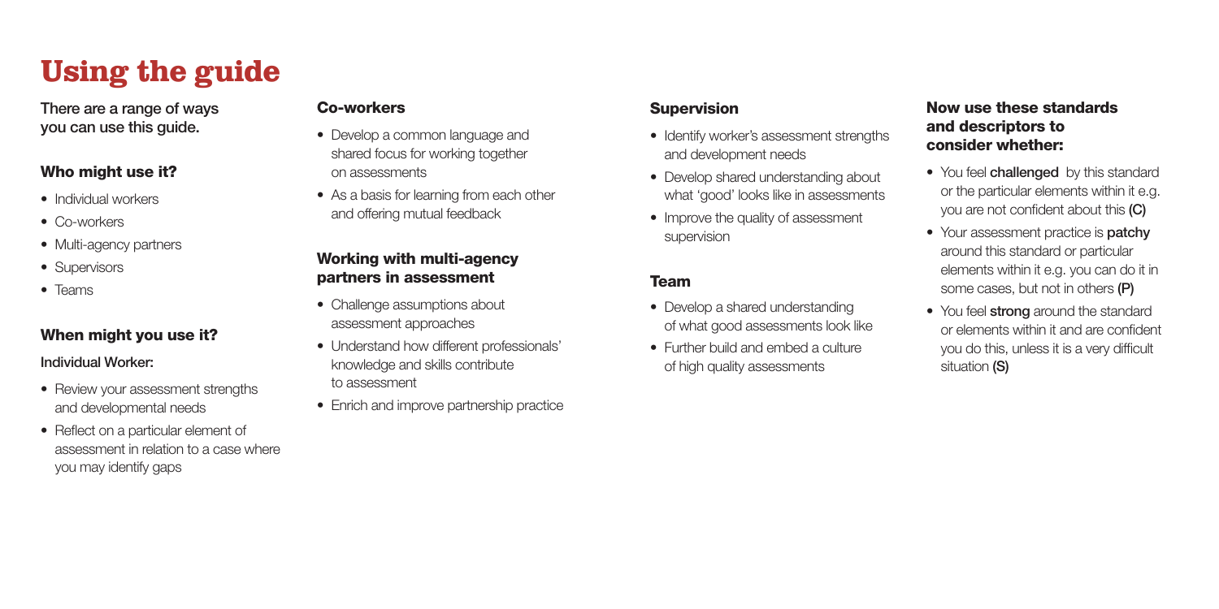# Using the guide

**There are a range of ways you can use this guide.**

## Who might use it?

- Individual workers
- Co-workers
- Multi-agency partners
- Supervisors
- Teams

## When might you use it?

**Individual Worker:**

- Review your assessment strengths and developmental needs
- Reflect on a particular element of assessment in relation to a case where you may identify gaps

### Co-workers

- Develop a common language and shared focus for working together on assessments
- As a basis for learning from each other and offering mutual feedback

### Working with multi-agency partners in assessment

- Challenge assumptions about assessment approaches
- Understand how different professionals' knowledge and skills contribute to assessment
- Enrich and improve partnership practice

### Supervision

- Identify worker's assessment strengths and development needs
- Develop shared understanding about what 'good' looks like in assessments
- Improve the quality of assessment supervision

### Team

- Develop a shared understanding of what good assessments look like
- Further build and embed a culture of high quality assessments

### Now use these standards and descriptors to consider whether:

- You feel **challenged** by this standard or the particular elements within it e.g. you are not confident about this **(C)**
- Your assessment practice is **patchy** around this standard or particular elements within it e.g. you can do it in some cases, but not in others **(P)**
- You feel **strong** around the standard or elements within it and are confident you do this, unless it is a very difficult situation **(S)**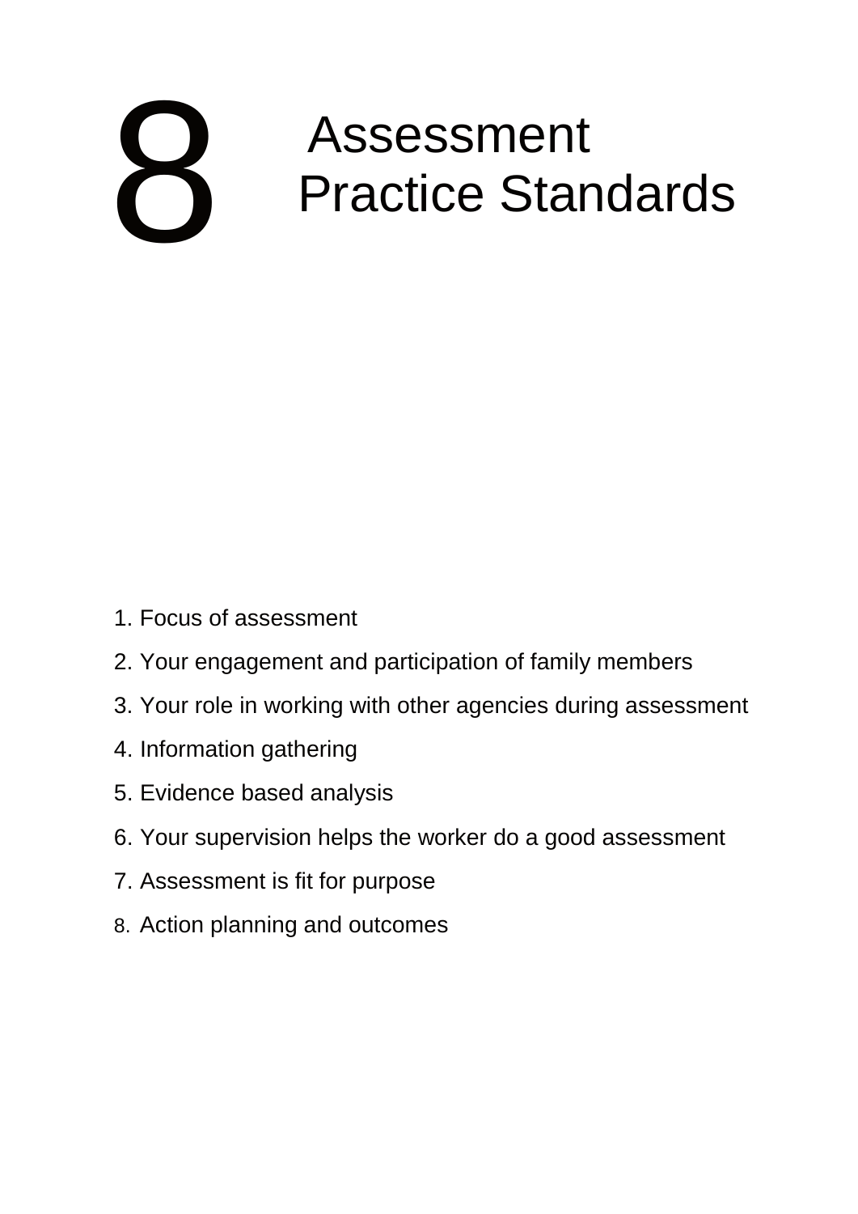# 8 Assessment Practice Standards

1. Focus of assessment
2. Your engagement and participation of family members
3. Your role in working with other agencies during assessment
4. Information gathering
5. Evidence based analysis
6. Your supervision helps the worker do a good assessment
7. Assessment is fit for purpose
8. Action planning and outcomes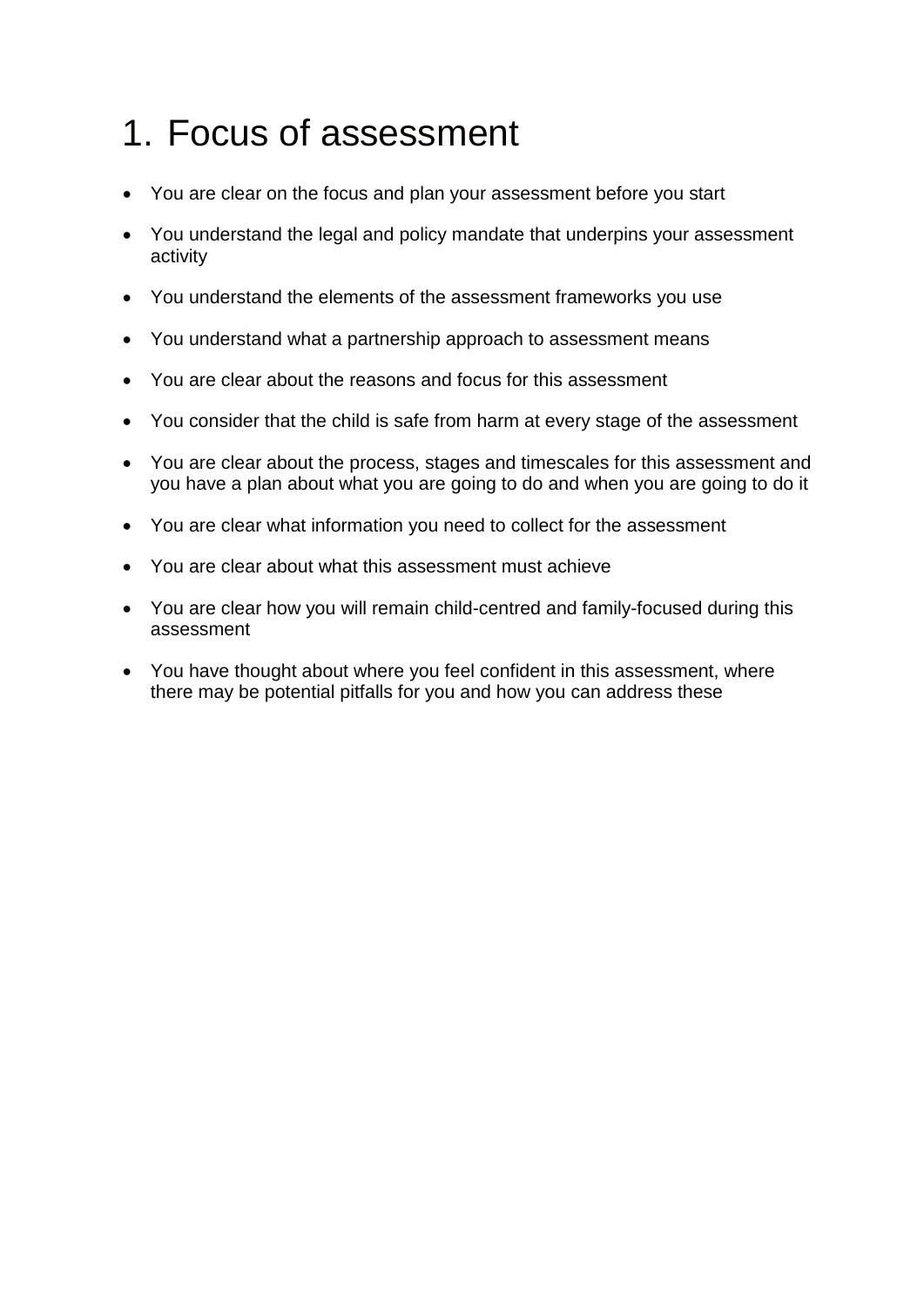# 1. Focus of assessment

- You are clear on the focus and plan your assessment before you start
- You understand the legal and policy mandate that underpins your assessment activity
- You understand the elements of the assessment frameworks you use
- You understand what a partnership approach to assessment means
- You are clear about the reasons and focus for this assessment
- You consider that the child is safe from harm at every stage of the assessment
- You are clear about the process, stages and timescales for this assessment and you have a plan about what you are going to do and when you are going to do it
- You are clear what information you need to collect for the assessment
- You are clear about what this assessment must achieve
- You are clear how you will remain child-centred and family-focused during this assessment
- You have thought about where you feel confident in this assessment, where there may be potential pitfalls for you and how you can address these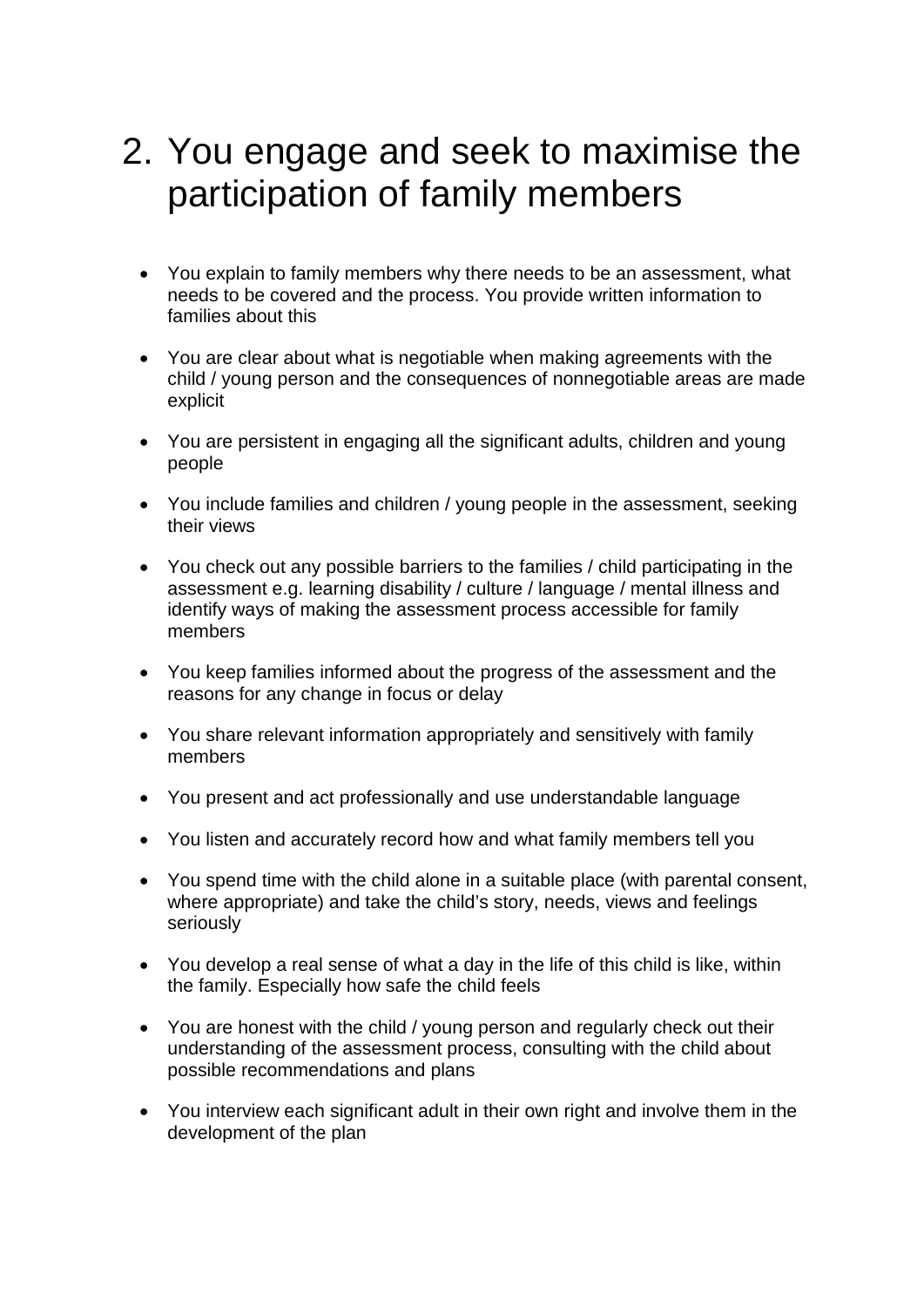# 2. You engage and seek to maximise the participation of family members

- You explain to family members why there needs to be an assessment, what needs to be covered and the process. You provide written information to families about this
- You are clear about what is negotiable when making agreements with the child / young person and the consequences of nonnegotiable areas are made explicit
- You are persistent in engaging all the significant adults, children and young people
- You include families and children / young people in the assessment, seeking their views
- You check out any possible barriers to the families / child participating in the assessment e.g. learning disability / culture / language / mental illness and identify ways of making the assessment process accessible for family members
- You keep families informed about the progress of the assessment and the reasons for any change in focus or delay
- You share relevant information appropriately and sensitively with family members
- You present and act professionally and use understandable language
- You listen and accurately record how and what family members tell you
- You spend time with the child alone in a suitable place (with parental consent, where appropriate) and take the child's story, needs, views and feelings seriously
- You develop a real sense of what a day in the life of this child is like, within the family. Especially how safe the child feels
- You are honest with the child / young person and regularly check out their understanding of the assessment process, consulting with the child about possible recommendations and plans
- You interview each significant adult in their own right and involve them in the development of the plan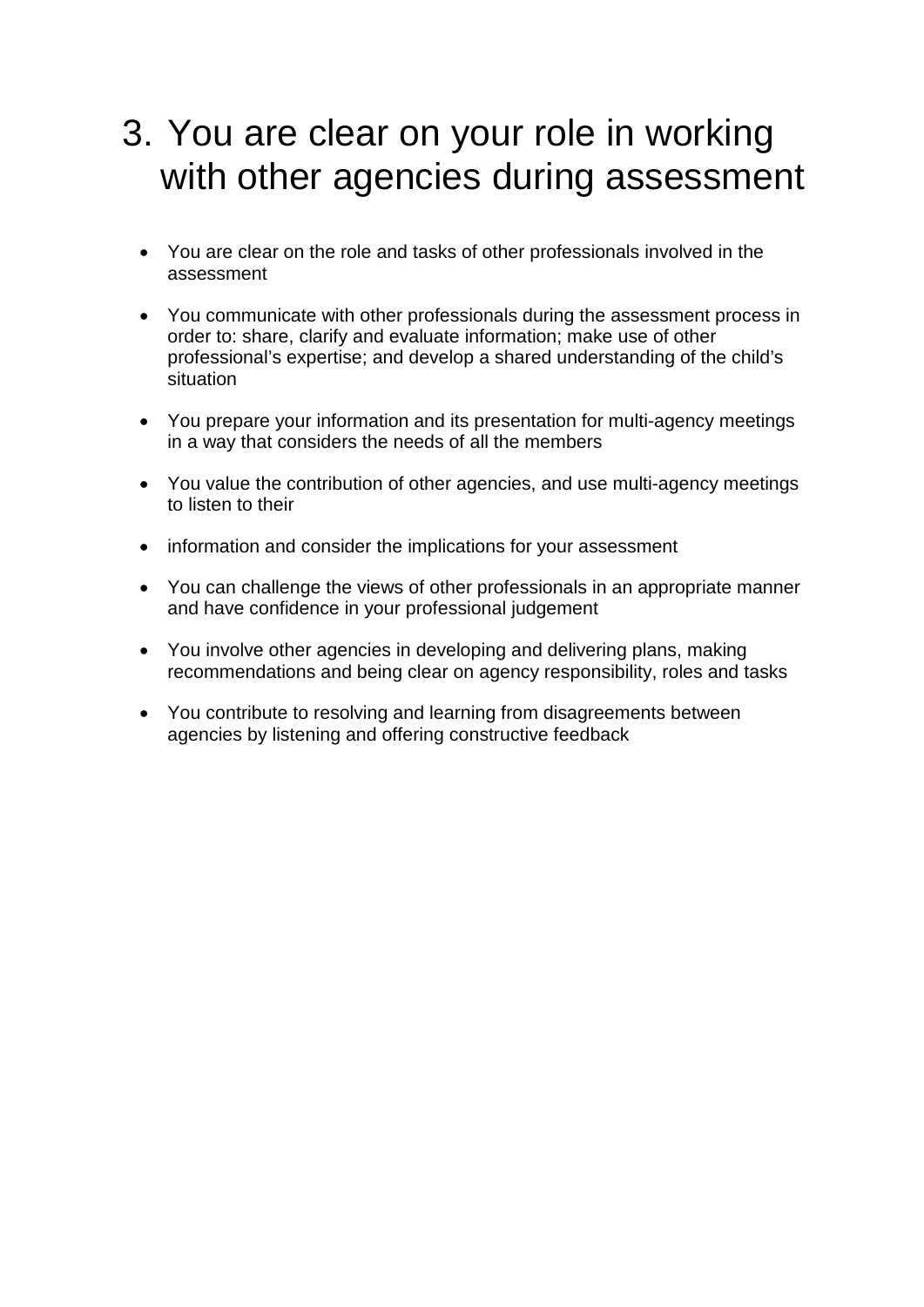# 3. You are clear on your role in working with other agencies during assessment

- You are clear on the role and tasks of other professionals involved in the assessment
- You communicate with other professionals during the assessment process in order to: share, clarify and evaluate information; make use of other professional's expertise; and develop a shared understanding of the child's situation
- You prepare your information and its presentation for multi-agency meetings in a way that considers the needs of all the members
- You value the contribution of other agencies, and use multi-agency meetings to listen to their
- information and consider the implications for your assessment
- You can challenge the views of other professionals in an appropriate manner and have confidence in your professional judgement
- You involve other agencies in developing and delivering plans, making recommendations and being clear on agency responsibility, roles and tasks
- You contribute to resolving and learning from disagreements between agencies by listening and offering constructive feedback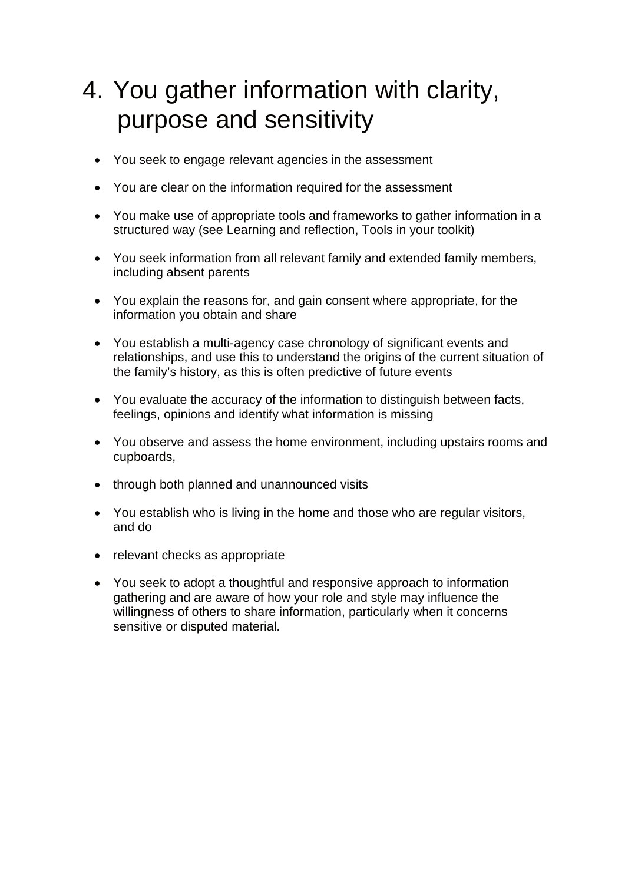# 4. You gather information with clarity, purpose and sensitivity

- You seek to engage relevant agencies in the assessment
- You are clear on the information required for the assessment
- You make use of appropriate tools and frameworks to gather information in a structured way (see Learning and reflection, Tools in your toolkit)
- You seek information from all relevant family and extended family members, including absent parents
- You explain the reasons for, and gain consent where appropriate, for the information you obtain and share
- You establish a multi-agency case chronology of significant events and relationships, and use this to understand the origins of the current situation of the family's history, as this is often predictive of future events
- You evaluate the accuracy of the information to distinguish between facts, feelings, opinions and identify what information is missing
- You observe and assess the home environment, including upstairs rooms and cupboards,
- through both planned and unannounced visits
- You establish who is living in the home and those who are regular visitors, and do
- relevant checks as appropriate
- You seek to adopt a thoughtful and responsive approach to information gathering and are aware of how your role and style may influence the willingness of others to share information, particularly when it concerns sensitive or disputed material.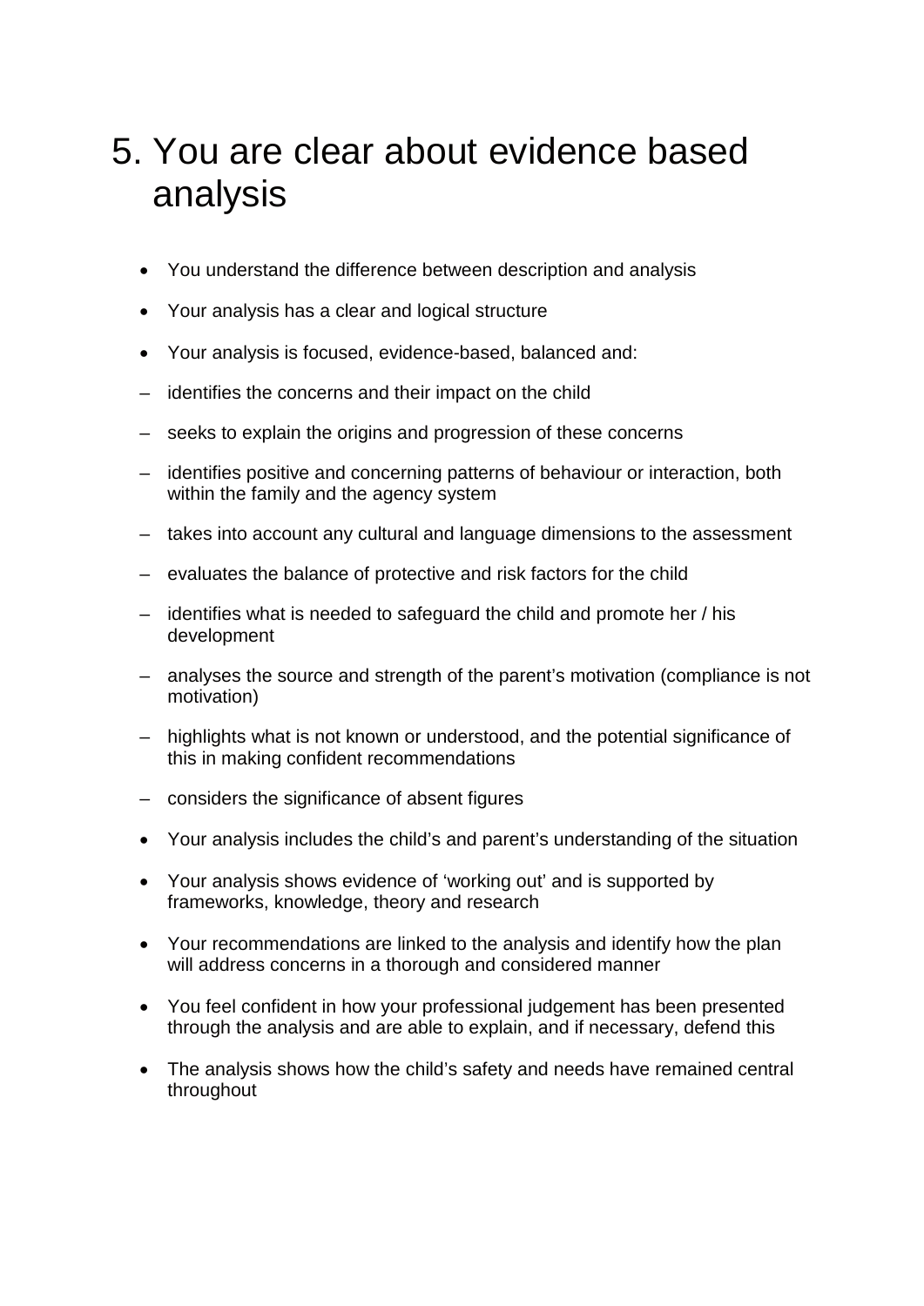# 5. You are clear about evidence based analysis

- You understand the difference between description and analysis
- Your analysis has a clear and logical structure
- Your analysis is focused, evidence-based, balanced and:
  - identifies the concerns and their impact on the child
  - seeks to explain the origins and progression of these concerns
  - identifies positive and concerning patterns of behaviour or interaction, both within the family and the agency system
  - takes into account any cultural and language dimensions to the assessment
  - evaluates the balance of protective and risk factors for the child
  - identifies what is needed to safeguard the child and promote her / his development
  - analyses the source and strength of the parent's motivation (compliance is not motivation)
  - highlights what is not known or understood, and the potential significance of this in making confident recommendations
  - considers the significance of absent figures
- Your analysis includes the child's and parent's understanding of the situation
- Your analysis shows evidence of 'working out' and is supported by frameworks, knowledge, theory and research
- Your recommendations are linked to the analysis and identify how the plan will address concerns in a thorough and considered manner
- You feel confident in how your professional judgement has been presented through the analysis and are able to explain, and if necessary, defend this
- The analysis shows how the child's safety and needs have remained central throughout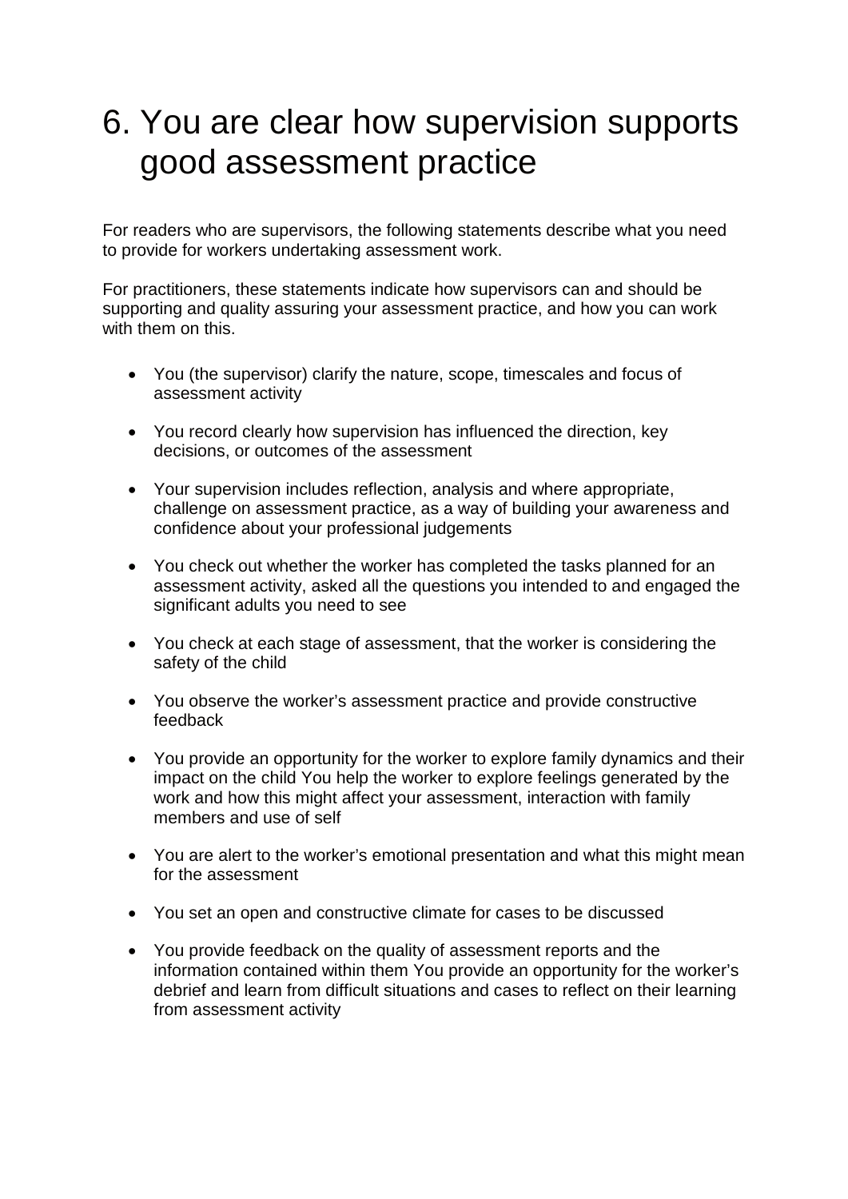# 6. You are clear how supervision supports good assessment practice

For readers who are supervisors, the following statements describe what you need to provide for workers undertaking assessment work.

For practitioners, these statements indicate how supervisors can and should be supporting and quality assuring your assessment practice, and how you can work with them on this.

- You (the supervisor) clarify the nature, scope, timescales and focus of assessment activity
- You record clearly how supervision has influenced the direction, key decisions, or outcomes of the assessment
- Your supervision includes reflection, analysis and where appropriate, challenge on assessment practice, as a way of building your awareness and confidence about your professional judgements
- You check out whether the worker has completed the tasks planned for an assessment activity, asked all the questions you intended to and engaged the significant adults you need to see
- You check at each stage of assessment, that the worker is considering the safety of the child
- You observe the worker's assessment practice and provide constructive feedback
- You provide an opportunity for the worker to explore family dynamics and their impact on the child You help the worker to explore feelings generated by the work and how this might affect your assessment, interaction with family members and use of self
- You are alert to the worker's emotional presentation and what this might mean for the assessment
- You set an open and constructive climate for cases to be discussed
- You provide feedback on the quality of assessment reports and the information contained within them You provide an opportunity for the worker's debrief and learn from difficult situations and cases to reflect on their learning from assessment activity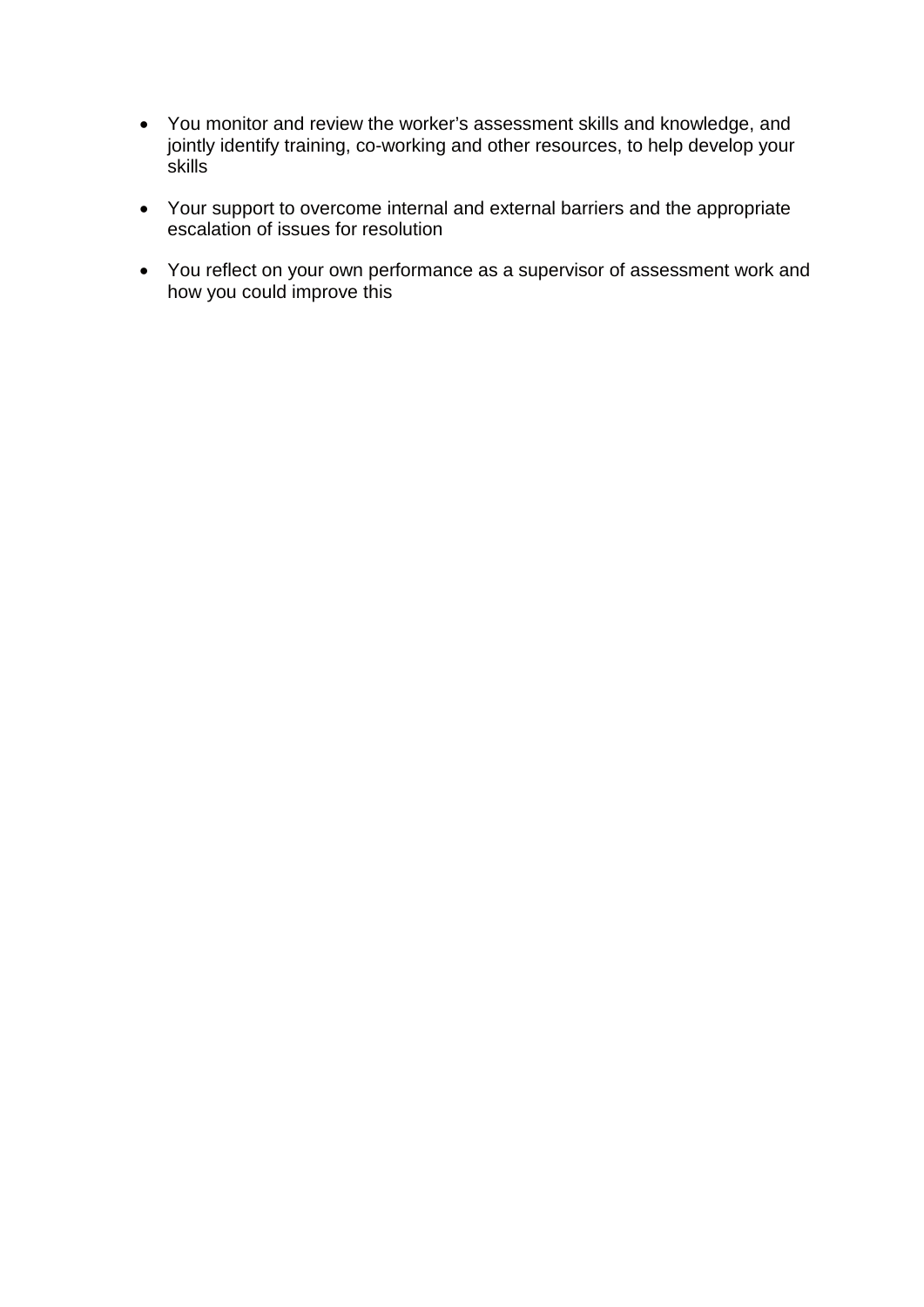- You monitor and review the worker's assessment skills and knowledge, and jointly identify training, co-working and other resources, to help develop your skills

- Your support to overcome internal and external barriers and the appropriate escalation of issues for resolution

- You reflect on your own performance as a supervisor of assessment work and how you could improve this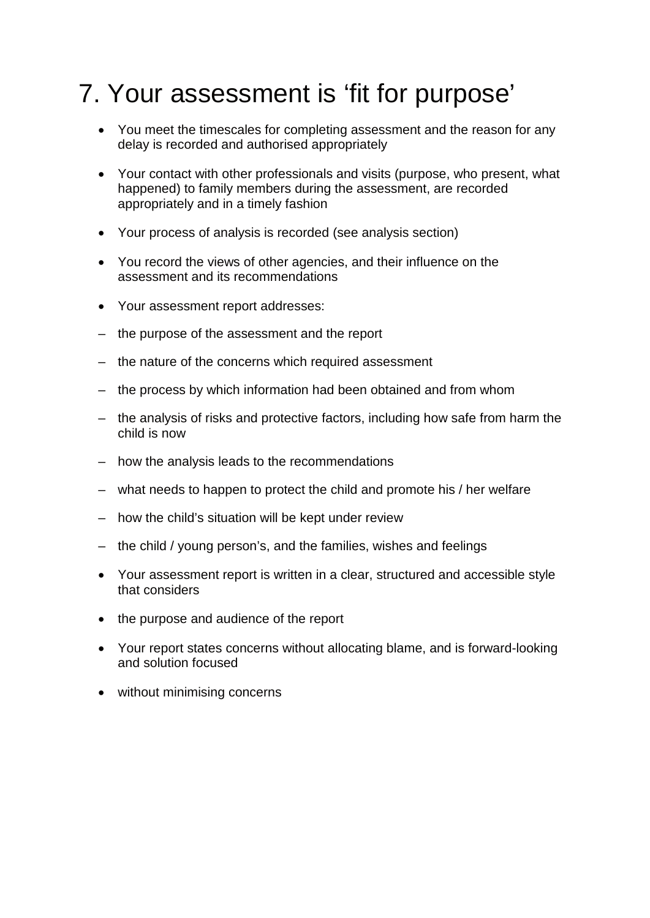# 7. Your assessment is ‘fit for purpose’

- You meet the timescales for completing assessment and the reason for any delay is recorded and authorised appropriately
- Your contact with other professionals and visits (purpose, who present, what happened) to family members during the assessment, are recorded appropriately and in a timely fashion
- Your process of analysis is recorded (see analysis section)
- You record the views of other agencies, and their influence on the assessment and its recommendations
- Your assessment report addresses:

– the purpose of the assessment and the report

– the nature of the concerns which required assessment

– the process by which information had been obtained and from whom

– the analysis of risks and protective factors, including how safe from harm the child is now

– how the analysis leads to the recommendations

– what needs to happen to protect the child and promote his / her welfare

– how the child’s situation will be kept under review

– the child / young person’s, and the families, wishes and feelings

- Your assessment report is written in a clear, structured and accessible style that considers
- the purpose and audience of the report
- Your report states concerns without allocating blame, and is forward-looking and solution focused
- without minimising concerns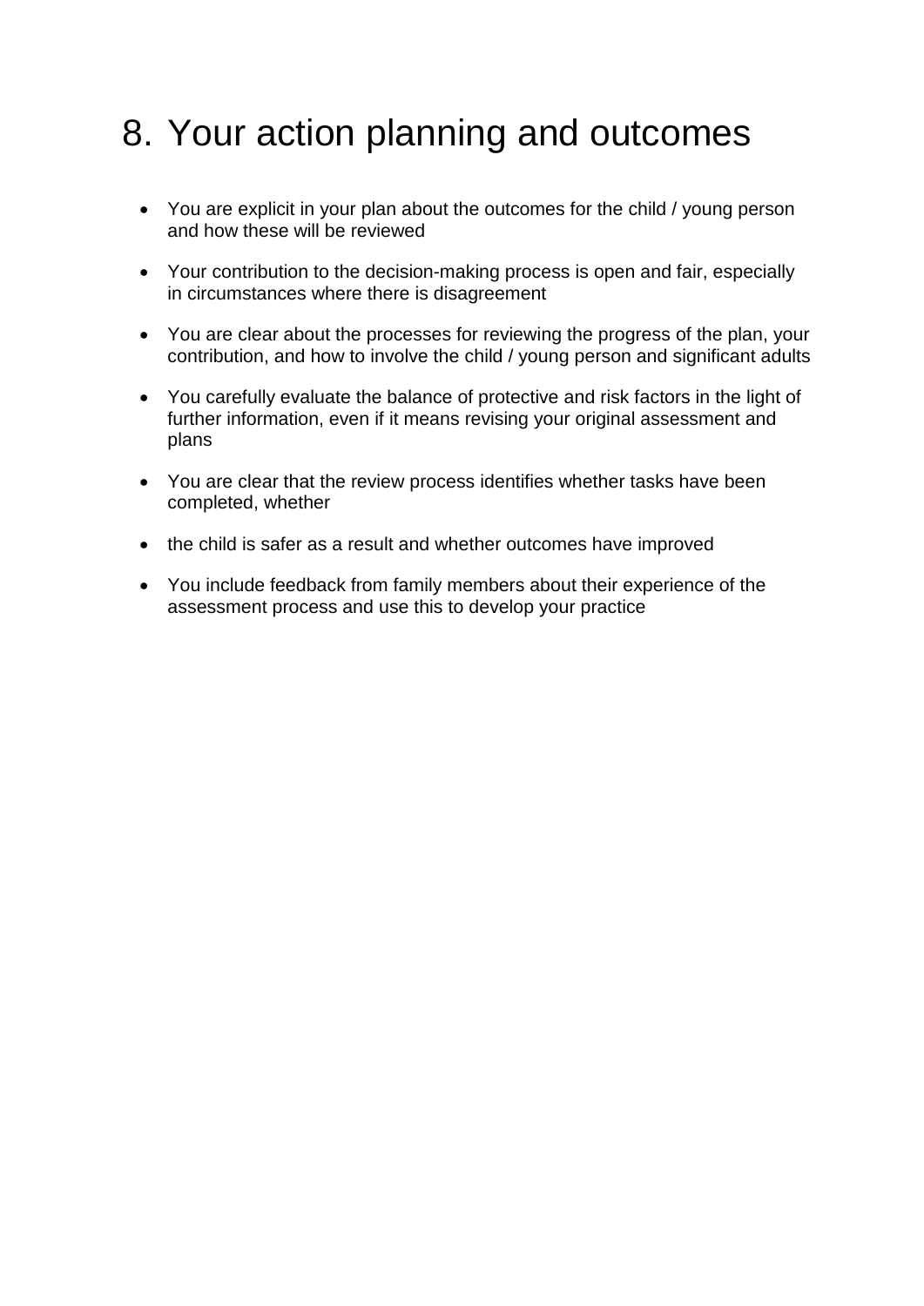# 8. Your action planning and outcomes

- You are explicit in your plan about the outcomes for the child / young person and how these will be reviewed
- Your contribution to the decision-making process is open and fair, especially in circumstances where there is disagreement
- You are clear about the processes for reviewing the progress of the plan, your contribution, and how to involve the child / young person and significant adults
- You carefully evaluate the balance of protective and risk factors in the light of further information, even if it means revising your original assessment and plans
- You are clear that the review process identifies whether tasks have been completed, whether
- the child is safer as a result and whether outcomes have improved
- You include feedback from family members about their experience of the assessment process and use this to develop your practice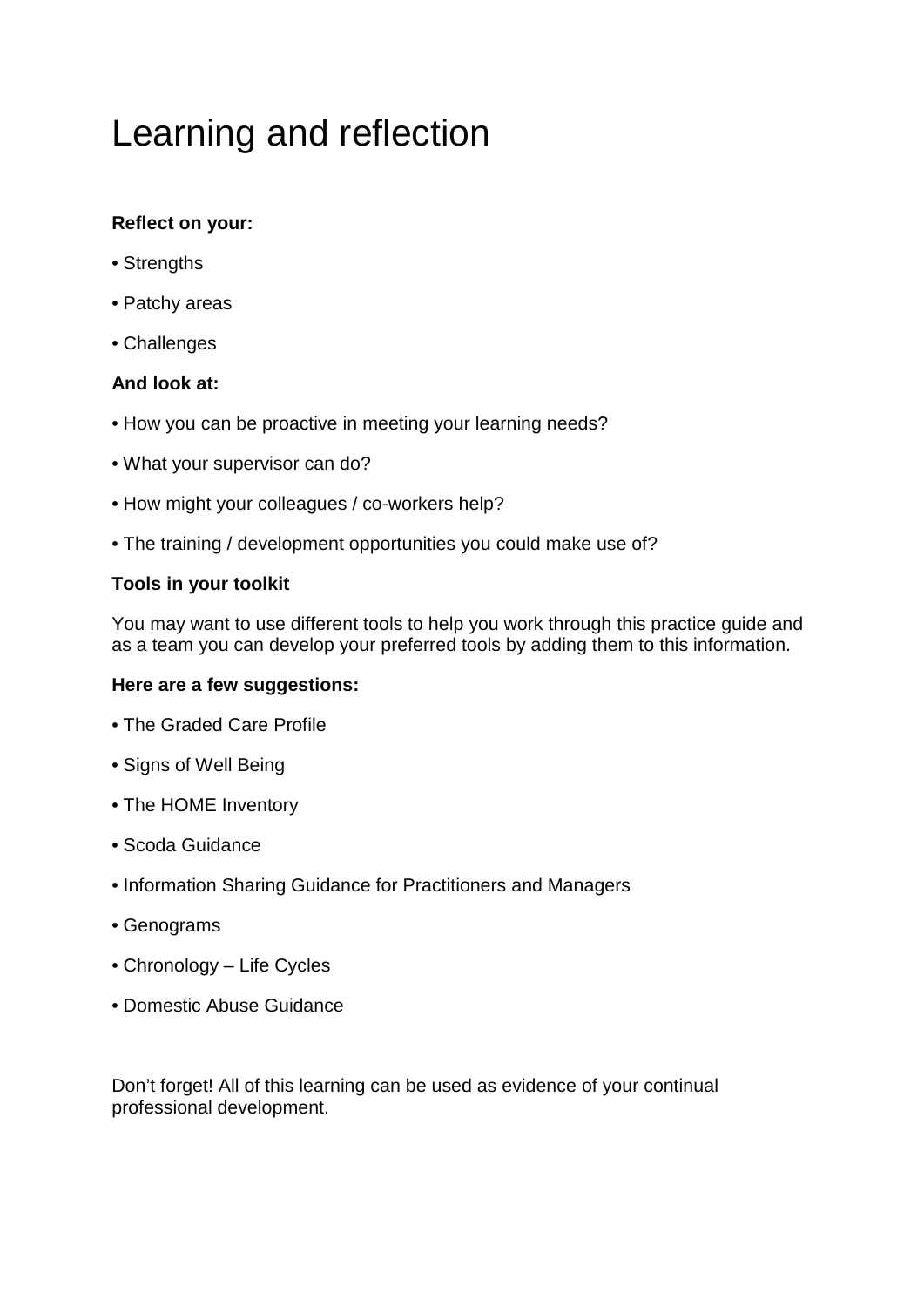# Learning and reflection

**Reflect on your:**

- Strengths
- Patchy areas
- Challenges

**And look at:**

- How you can be proactive in meeting your learning needs?
- What your supervisor can do?
- How might your colleagues / co-workers help?
- The training / development opportunities you could make use of?

**Tools in your toolkit**

You may want to use different tools to help you work through this practice guide and as a team you can develop your preferred tools by adding them to this information.

**Here are a few suggestions:**

- The Graded Care Profile
- Signs of Well Being
- The HOME Inventory
- Scoda Guidance
- Information Sharing Guidance for Practitioners and Managers
- Genograms
- Chronology – Life Cycles
- Domestic Abuse Guidance

Don't forget! All of this learning can be used as evidence of your continual professional development.